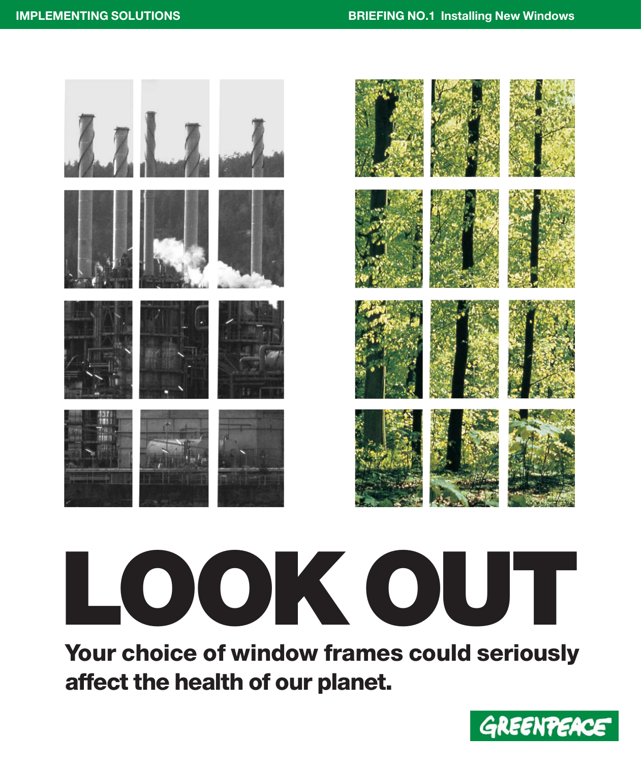IMPLEMENTING SOLUTIONS

BRIEFING NO.1 Installing New Windows

# LOOK OUT

## Your choice of window frames could seriously affect the health of our planet.

GREENPEACE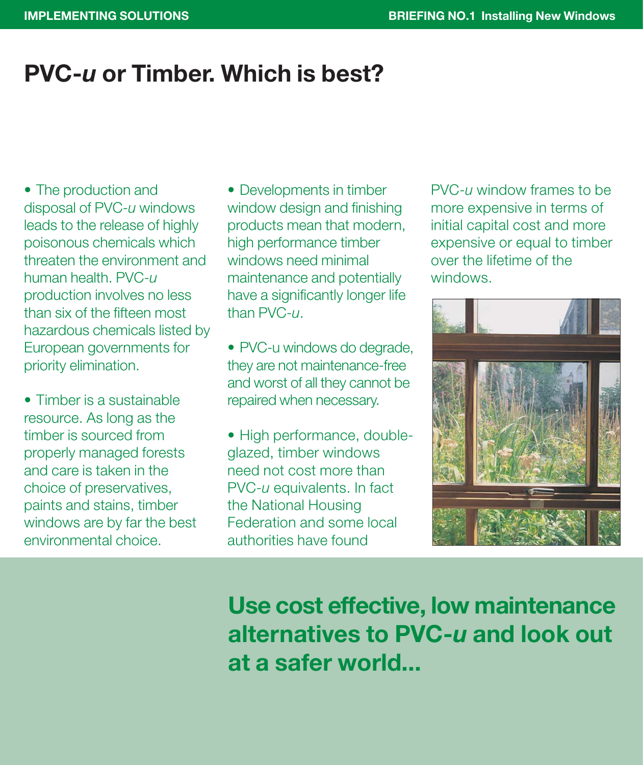# PVC-*u* or Timber. Which is best?

- The production and disposal of PVC-*u* windows leads to the release of highly poisonous chemicals which threaten the environment and human health. PVC-*u* production involves no less than six of the fifteen most hazardous chemicals listed by European governments for priority elimination.

- Timber is a sustainable resource. As long as the timber is sourced from properly managed forests and care is taken in the choice of preservatives, paints and stains, timber windows are by far the best environmental choice.

- Developments in timber window design and finishing products mean that modern, high performance timber windows need minimal maintenance and potentially have a significantly longer life than PVC-*u*.

- PVC-u windows do degrade, they are not maintenance-free and worst of all they cannot be repaired when necessary.

- High performance, double-glazed, timber windows need not cost more than PVC-*u* equivalents. In fact the National Housing Federation and some local authorities have found PVC-*u* window frames to be more expensive in terms of initial capital cost and more expensive or equal to timber over the lifetime of the windows.

**Use cost effective, low maintenance alternatives to PVC-*u* and look out at a safer world...**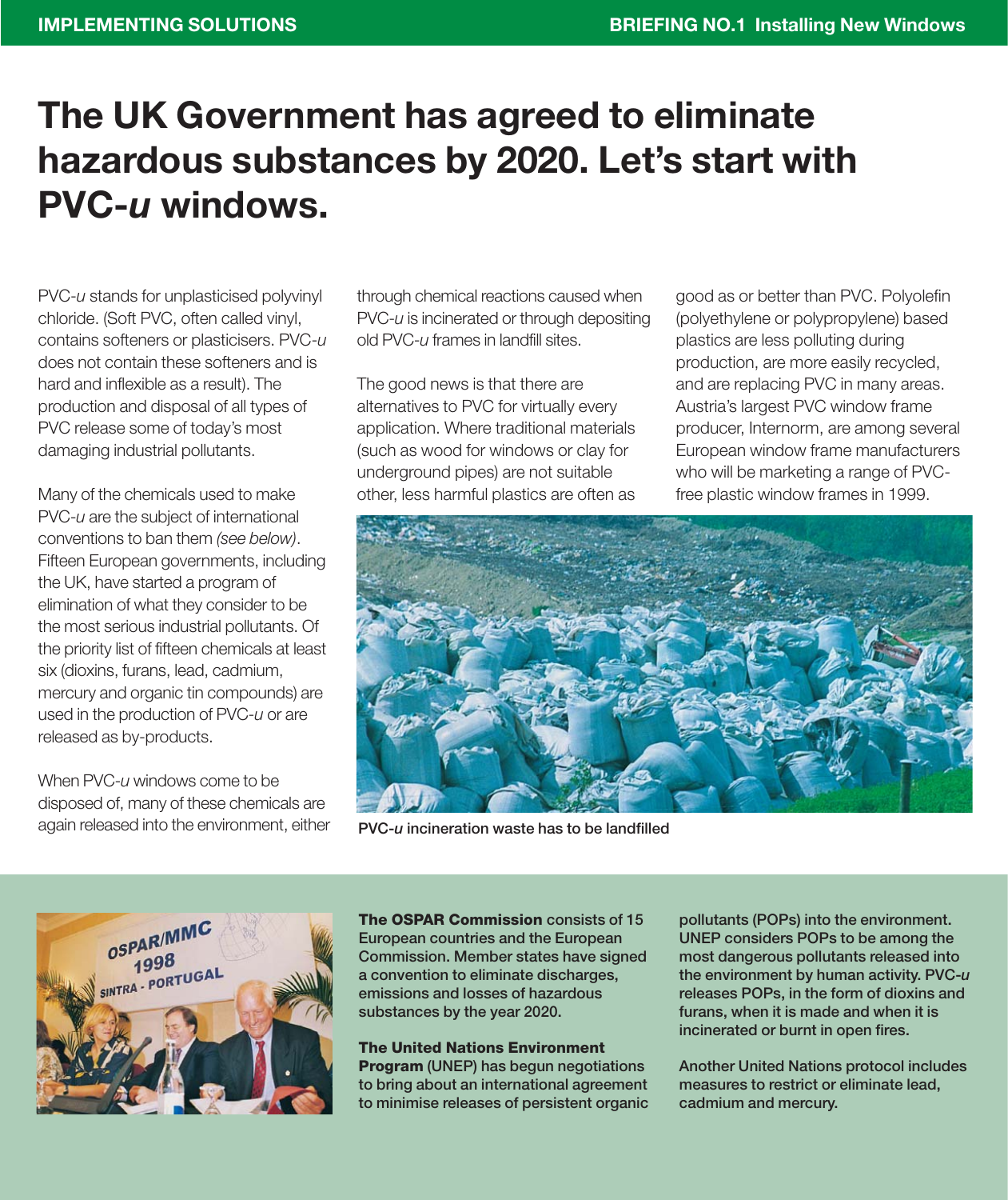# The UK Government has agreed to eliminate hazardous substances by 2020. Let's start with PVC-*u* windows.

PVC-*u* stands for unplasticised polyvinyl chloride. (Soft PVC, often called vinyl, contains softeners or plasticisers. PVC-*u* does not contain these softeners and is hard and inflexible as a result). The production and disposal of all types of PVC release some of today's most damaging industrial pollutants.

Many of the chemicals used to make PVC-*u* are the subject of international conventions to ban them *(see below)*. Fifteen European governments, including the UK, have started a program of elimination of what they consider to be the most serious industrial pollutants. Of the priority list of fifteen chemicals at least six (dioxins, furans, lead, cadmium, mercury and organic tin compounds) are used in the production of PVC-*u* or are released as by-products.

When PVC-*u* windows come to be disposed of, many of these chemicals are again released into the environment, either through chemical reactions caused when PVC-*u* is incinerated or through depositing old PVC-*u* frames in landfill sites.

The good news is that there are alternatives to PVC for virtually every application. Where traditional materials (such as wood for windows or clay for underground pipes) are not suitable other, less harmful plastics are often as good as or better than PVC. Polyolefin (polyethylene or polypropylene) based plastics are less polluting during production, are more easily recycled, and are replacing PVC in many areas. Austria's largest PVC window frame producer, Internorm, are among several European window frame manufacturers who will be marketing a range of PVC-free plastic window frames in 1999.

**PVC-*u* incineration waste has to be landfilled**

**The OSPAR Commission** consists of 15 European countries and the European Commission. Member states have signed a convention to eliminate discharges, emissions and losses of hazardous substances by the year 2020.

**The United Nations Environment Program** (UNEP) has begun negotiations to bring about an international agreement to minimise releases of persistent organic pollutants (POPs) into the environment. UNEP considers POPs to be among the most dangerous pollutants released into the environment by human activity. PVC-*u* releases POPs, in the form of dioxins and furans, when it is made and when it is incinerated or burnt in open fires.

Another United Nations protocol includes measures to restrict or eliminate lead, cadmium and mercury.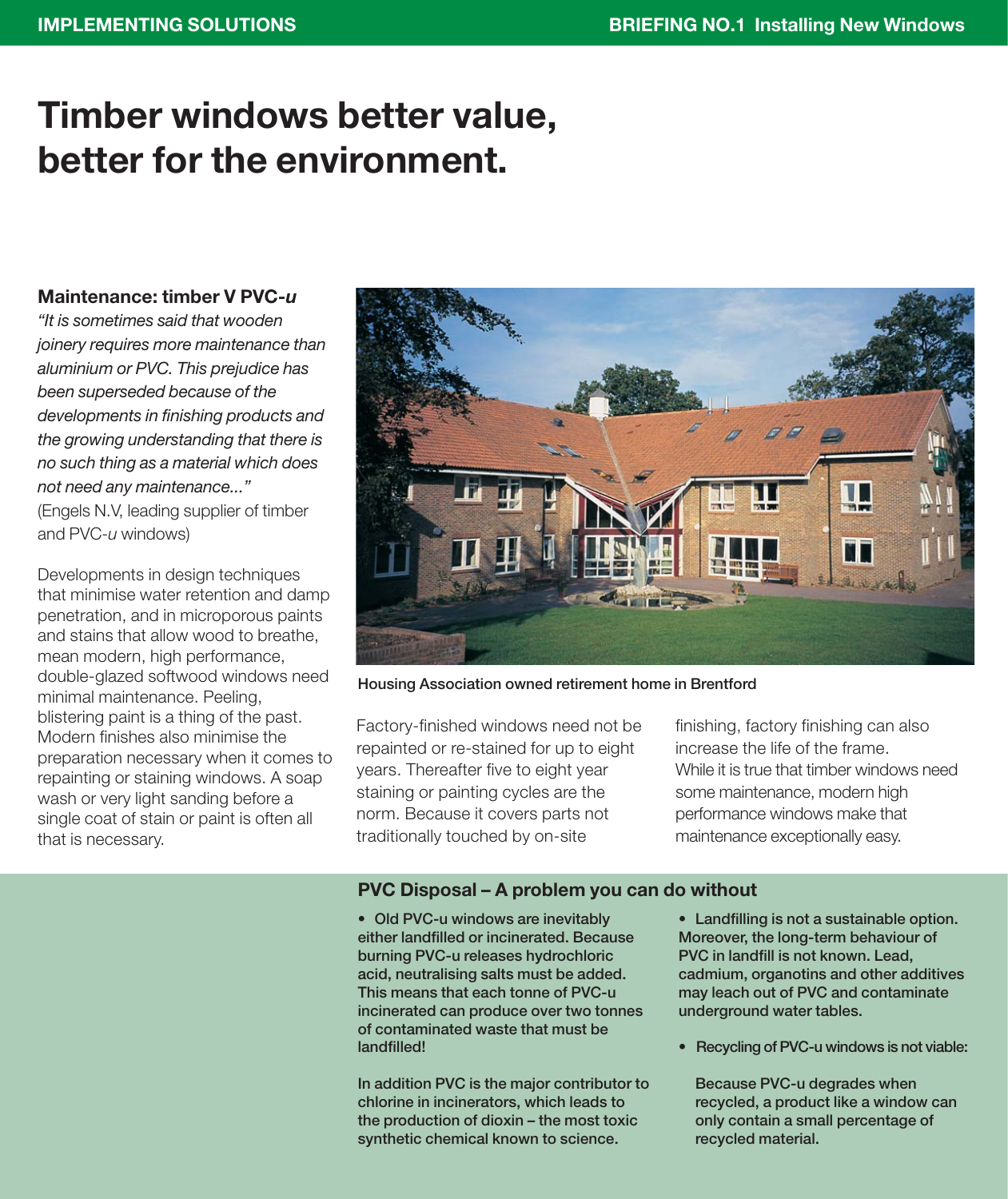# Timber windows better value, better for the environment.

### Maintenance: timber V PVC-*u*

*"It is sometimes said that wooden joinery requires more maintenance than aluminium or PVC. This prejudice has been superseded because of the developments in finishing products and the growing understanding that there is no such thing as a material which does not need any maintenance..."*
(Engels N.V, leading supplier of timber and PVC-*u* windows)

Developments in design techniques that minimise water retention and damp penetration, and in microporous paints and stains that allow wood to breathe, mean modern, high performance, double-glazed softwood windows need minimal maintenance. Peeling, blistering paint is a thing of the past. Modern finishes also minimise the preparation necessary when it comes to repainting or staining windows. A soap wash or very light sanding before a single coat of stain or paint is often all that is necessary.

Housing Association owned retirement home in Brentford

Factory-finished windows need not be repainted or re-stained for up to eight years. Thereafter five to eight year staining or painting cycles are the norm. Because it covers parts not traditionally touched by on-site finishing, factory finishing can also increase the life of the frame.
While it is true that timber windows need some maintenance, modern high performance windows make that maintenance exceptionally easy.

### PVC Disposal – A problem you can do without

- **Old PVC-u windows are inevitably either landfilled or incinerated. Because burning PVC-u releases hydrochloric acid, neutralising salts must be added. This means that each tonne of PVC-u incinerated can produce over two tonnes of contaminated waste that must be landfilled!**

**In addition PVC is the major contributor to chlorine in incinerators, which leads to the production of dioxin – the most toxic synthetic chemical known to science.**

- **Landfilling is not a sustainable option. Moreover, the long-term behaviour of PVC in landfill is not known. Lead, cadmium, organotins and other additives may leach out of PVC and contaminate underground water tables.**

- **Recycling of PVC-u windows is not viable:**

  **Because PVC-u degrades when recycled, a product like a window can only contain a small percentage of recycled material.**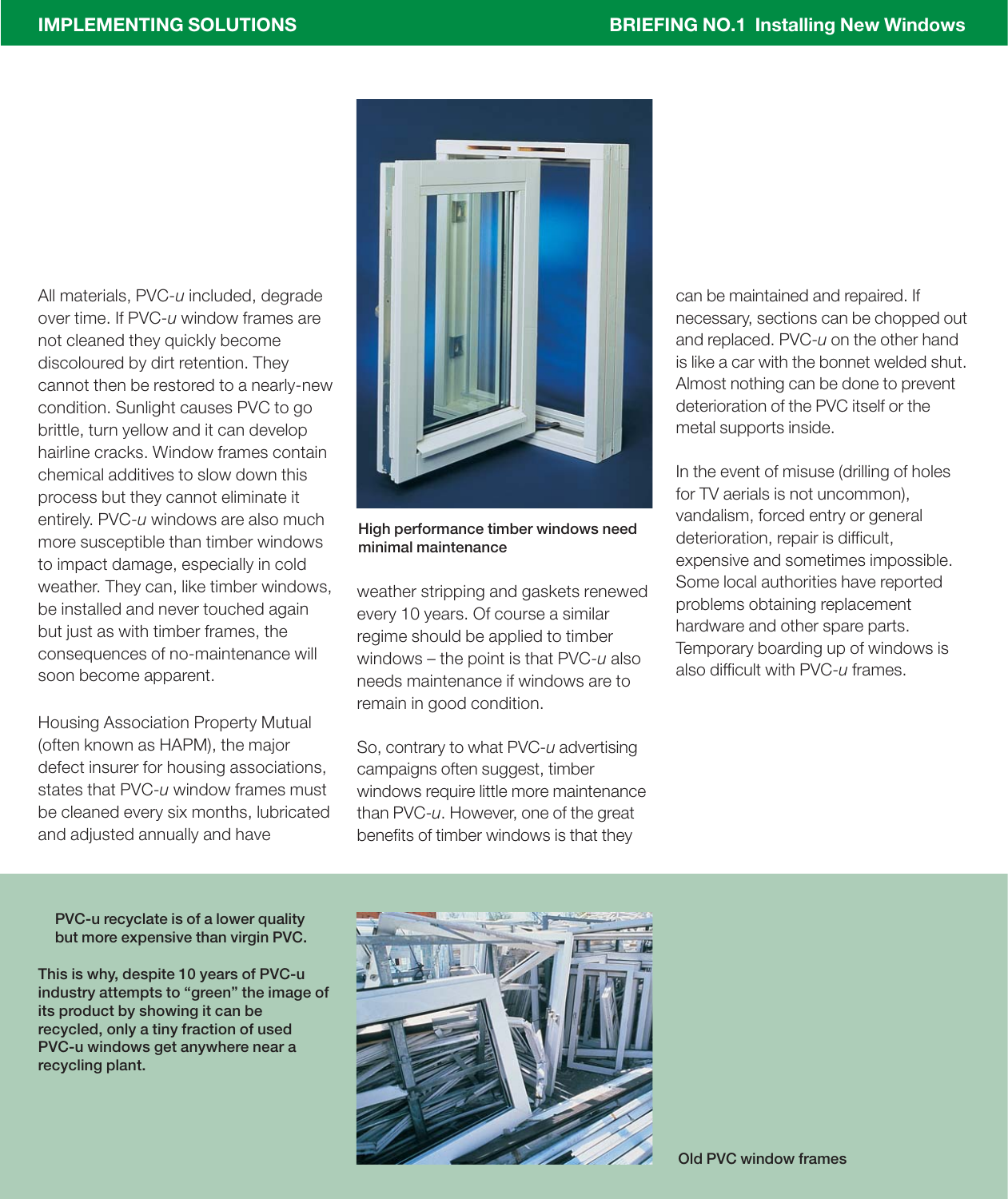All materials, PVC-*u* included, degrade over time. If PVC-*u* window frames are not cleaned they quickly become discoloured by dirt retention. They cannot then be restored to a nearly-new condition. Sunlight causes PVC to go brittle, turn yellow and it can develop hairline cracks. Window frames contain chemical additives to slow down this process but they cannot eliminate it entirely. PVC-*u* windows are also much more susceptible than timber windows to impact damage, especially in cold weather. They can, like timber windows, be installed and never touched again but just as with timber frames, the consequences of no-maintenance will soon become apparent.

Housing Association Property Mutual (often known as HAPM), the major defect insurer for housing associations, states that PVC-*u* window frames must be cleaned every six months, lubricated and adjusted annually and have weather stripping and gaskets renewed every 10 years. Of course a similar regime should be applied to timber windows – the point is that PVC-*u* also needs maintenance if windows are to remain in good condition.

**High performance timber windows need minimal maintenance**

So, contrary to what PVC-*u* advertising campaigns often suggest, timber windows require little more maintenance than PVC-*u*. However, one of the great benefits of timber windows is that they can be maintained and repaired. If necessary, sections can be chopped out and replaced. PVC-*u* on the other hand is like a car with the bonnet welded shut. Almost nothing can be done to prevent deterioration of the PVC itself or the metal supports inside.

In the event of misuse (drilling of holes for TV aerials is not uncommon), vandalism, forced entry or general deterioration, repair is difficult, expensive and sometimes impossible. Some local authorities have reported problems obtaining replacement hardware and other spare parts. Temporary boarding up of windows is also difficult with PVC-*u* frames.

**PVC-u recyclate is of a lower quality but more expensive than virgin PVC.**

**This is why, despite 10 years of PVC-u industry attempts to "green" the image of its product by showing it can be recycled, only a tiny fraction of used PVC-u windows get anywhere near a recycling plant.**

**Old PVC window frames**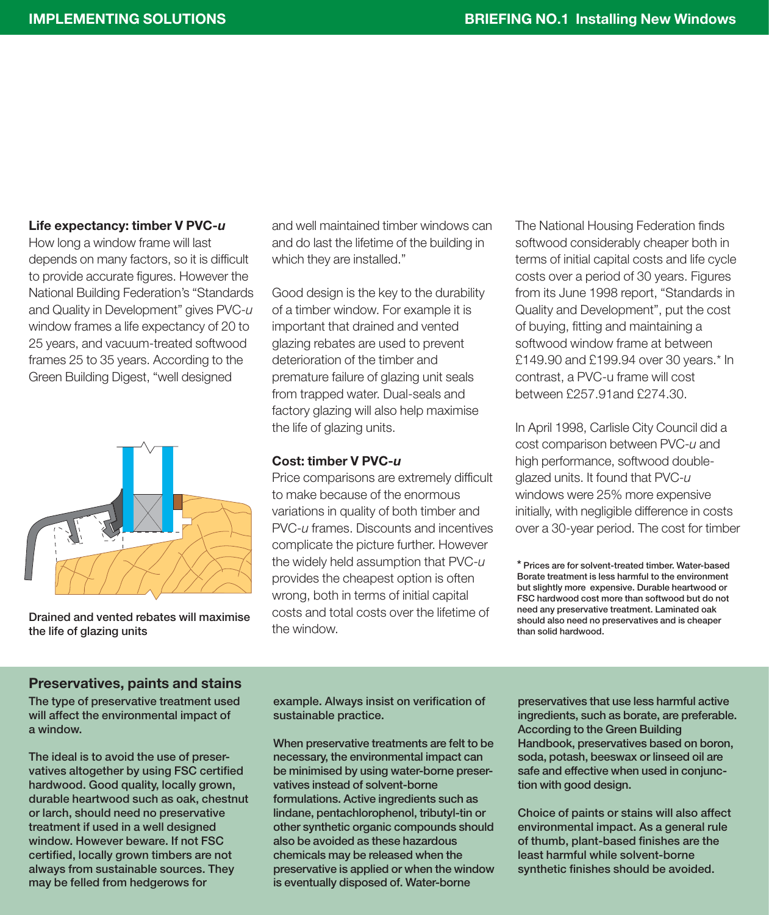### Life expectancy: timber V PVC-*u*

How long a window frame will last depends on many factors, so it is difficult to provide accurate figures. However the National Building Federation's "Standards and Quality in Development" gives PVC-*u* window frames a life expectancy of 20 to 25 years, and vacuum-treated softwood frames 25 to 35 years. According to the Green Building Digest, "well designed and well maintained timber windows can and do last the lifetime of the building in which they are installed."

Good design is the key to the durability of a timber window. For example it is important that drained and vented glazing rebates are used to prevent deterioration of the timber and premature failure of glazing unit seals from trapped water. Dual-seals and factory glazing will also help maximise the life of glazing units.

Drained and vented rebates will maximise the life of glazing units

### Cost: timber V PVC-*u*

Price comparisons are extremely difficult to make because of the enormous variations in quality of both timber and PVC-*u* frames. Discounts and incentives complicate the picture further. However the widely held assumption that PVC-*u* provides the cheapest option is often wrong, both in terms of initial capital costs and total costs over the lifetime of the window.

The National Housing Federation finds softwood considerably cheaper both in terms of initial capital costs and life cycle costs over a period of 30 years. Figures from its June 1998 report, "Standards in Quality and Development", put the cost of buying, fitting and maintaining a softwood window frame at between £149.90 and £199.94 over 30 years.* In contrast, a PVC-u frame will cost between £257.91and £274.30.

In April 1998, Carlisle City Council did a cost comparison between PVC-*u* and high performance, softwood double-glazed units. It found that PVC-*u* windows were 25% more expensive initially, with negligible difference in costs over a 30-year period. The cost for timber

**\* Prices are for solvent-treated timber. Water-based Borate treatment is less harmful to the environment but slightly more expensive. Durable heartwood or FSC hardwood cost more than softwood but do not need any preservative treatment. Laminated oak should also need no preservatives and is cheaper than solid hardwood.**

## Preservatives, paints and stains

**The type of preservative treatment used will affect the environmental impact of a window.**

**The ideal is to avoid the use of preservatives altogether by using FSC certified hardwood. Good quality, locally grown, durable heartwood such as oak, chestnut or larch, should need no preservative treatment if used in a well designed window. However beware. If not FSC certified, locally grown timbers are not always from sustainable sources. They may be felled from hedgerows for example. Always insist on verification of sustainable practice.**

**When preservative treatments are felt to be necessary, the environmental impact can be minimised by using water-borne preservatives instead of solvent-borne formulations. Active ingredients such as lindane, pentachlorophenol, tributyl-tin or other synthetic organic compounds should also be avoided as these hazardous chemicals may be released when the preservative is applied or when the window is eventually disposed of. Water-borne preservatives that use less harmful active ingredients, such as borate, are preferable. According to the Green Building Handbook, preservatives based on boron, soda, potash, beeswax or linseed oil are safe and effective when used in conjunction with good design.**

**Choice of paints or stains will also affect environmental impact. As a general rule of thumb, plant-based finishes are the least harmful while solvent-borne synthetic finishes should be avoided.**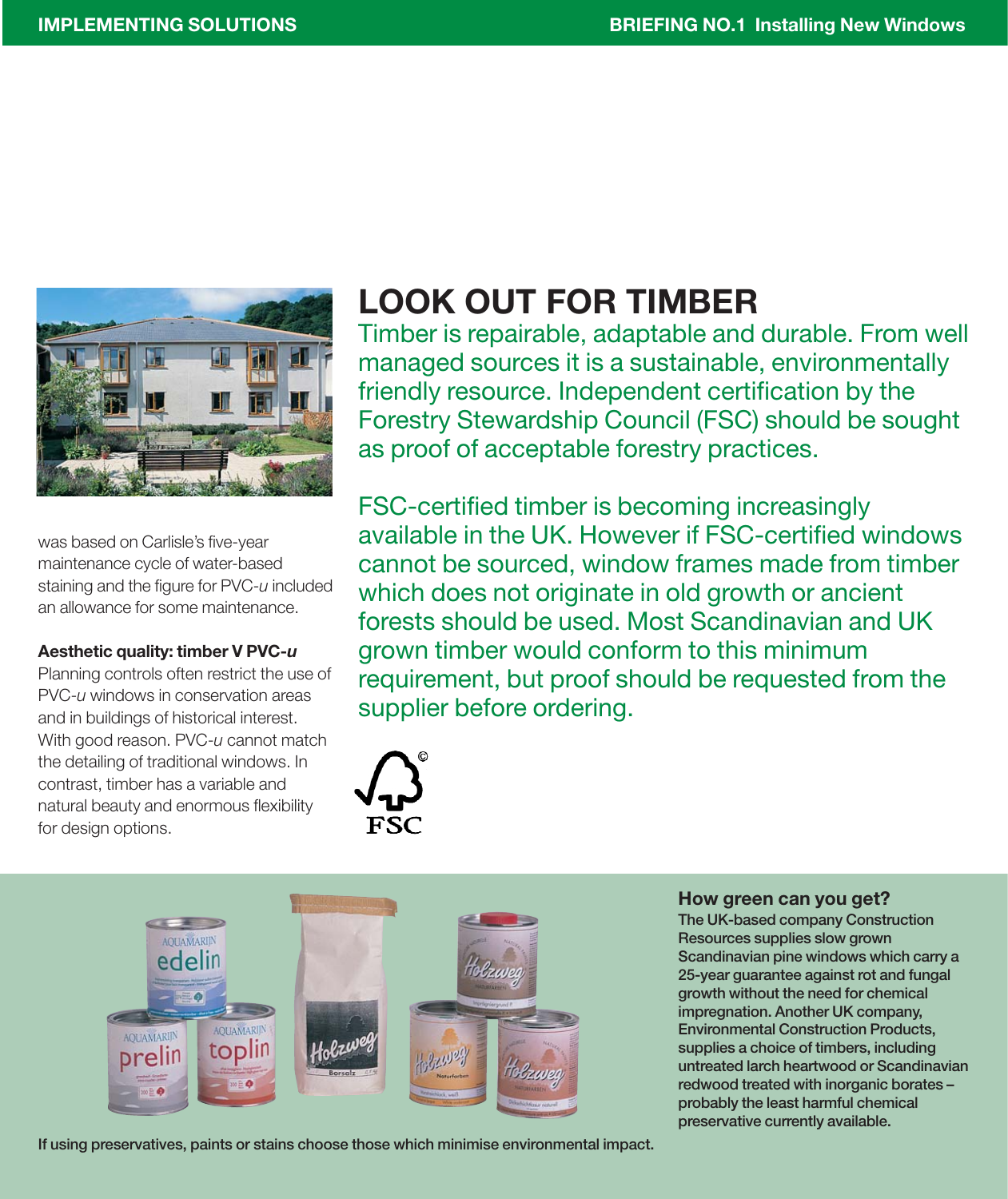was based on Carlisle's five-year maintenance cycle of water-based staining and the figure for PVC-*u* included an allowance for some maintenance.

**Aesthetic quality: timber V PVC-*u***

Planning controls often restrict the use of PVC-*u* windows in conservation areas and in buildings of historical interest. With good reason. PVC-*u* cannot match the detailing of traditional windows. In contrast, timber has a variable and natural beauty and enormous flexibility for design options.

## LOOK OUT FOR TIMBER

Timber is repairable, adaptable and durable. From well managed sources it is a sustainable, environmentally friendly resource. Independent certification by the Forestry Stewardship Council (FSC) should be sought as proof of acceptable forestry practices.

FSC-certified timber is becoming increasingly available in the UK. However if FSC-certified windows cannot be sourced, window frames made from timber which does not originate in old growth or ancient forests should be used. Most Scandinavian and UK grown timber would conform to this minimum requirement, but proof should be requested from the supplier before ordering.

If using preservatives, paints or stains choose those which minimise environmental impact.

### How green can you get?

**The UK-based company Construction Resources supplies slow grown Scandinavian pine windows which carry a 25-year guarantee against rot and fungal growth without the need for chemical impregnation. Another UK company, Environmental Construction Products, supplies a choice of timbers, including untreated larch heartwood or Scandinavian redwood treated with inorganic borates – probably the least harmful chemical preservative currently available.**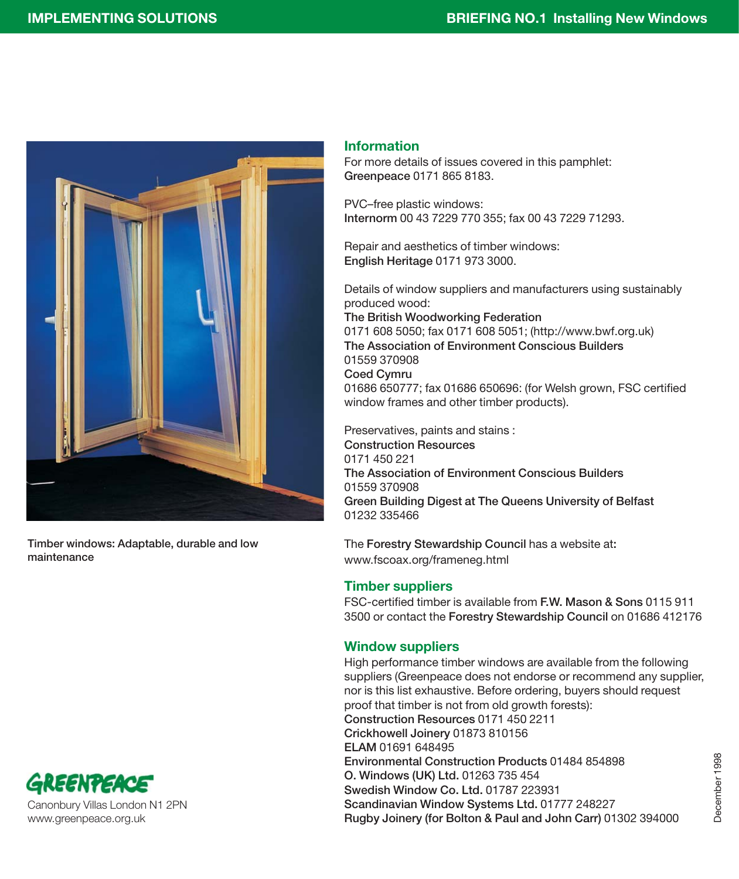Timber windows: Adaptable, durable and low maintenance

## Information

For more details of issues covered in this pamphlet:
Greenpeace 0171 865 8183.

PVC–free plastic windows:
Internorm 00 43 7229 770 355; fax 00 43 7229 71293.

Repair and aesthetics of timber windows:
English Heritage 0171 973 3000.

Details of window suppliers and manufacturers using sustainably produced wood:
The British Woodworking Federation
0171 608 5050; fax 0171 608 5051; (http://www.bwf.org.uk)
The Association of Environment Conscious Builders
01559 370908
Coed Cymru
01686 650777; fax 01686 650696: (for Welsh grown, FSC certified window frames and other timber products).

Preservatives, paints and stains :
Construction Resources
0171 450 221
The Association of Environment Conscious Builders
01559 370908
Green Building Digest at The Queens University of Belfast
01232 335466

The **Forestry Stewardship Council** has a website at:
www.fscoax.org/frameneg.html

## Timber suppliers

FSC-certified timber is available from **F.W. Mason & Sons** 0115 911 3500 or contact the **Forestry Stewardship Council** on 01686 412176

## Window suppliers

High performance timber windows are available from the following suppliers (Greenpeace does not endorse or recommend any supplier, nor is this list exhaustive. Before ordering, buyers should request proof that timber is not from old growth forests):
**Construction Resources** 0171 450 2211
**Crickhowell Joinery** 01873 810156
**ELAM** 01691 648495
**Environmental Construction Products** 01484 854898
**O. Windows (UK) Ltd.** 01263 735 454
**Swedish Window Co. Ltd.** 01787 223931
**Scandinavian Window Systems Ltd.** 01777 248227
**Rugby Joinery (for Bolton & Paul and John Carr)** 01302 394000

GREENPEACE
Canonbury Villas London N1 2PN
www.greenpeace.org.uk

December 1998